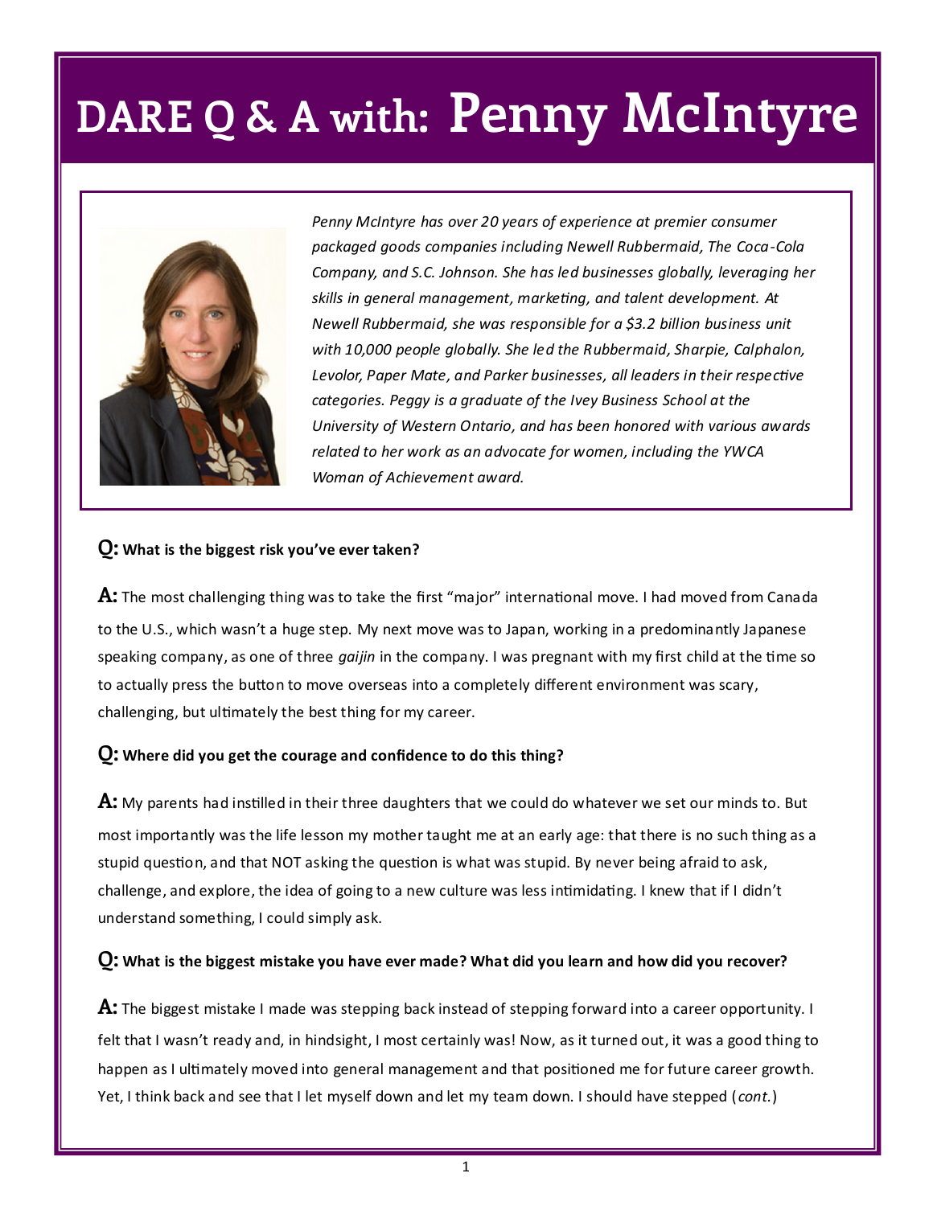# DARE Q & A with: Penny McIntyre

*Penny McIntyre has over 20 years of experience at premier consumer packaged goods companies including Newell Rubbermaid, The Coca-Cola Company, and S.C. Johnson. She has led businesses globally, leveraging her skills in general management, marketing, and talent development. At Newell Rubbermaid, she was responsible for a $3.2 billion business unit with 10,000 people globally. She led the Rubbermaid, Sharpie, Calphalon, Levolor, Paper Mate, and Parker businesses, all leaders in their respective categories. Peggy is a graduate of the Ivey Business School at the University of Western Ontario, and has been honored with various awards related to her work as an advocate for women, including the YWCA Woman of Achievement award.*

**Q: What is the biggest risk you've ever taken?**

**A:** The most challenging thing was to take the first "major" international move. I had moved from Canada to the U.S., which wasn't a huge step. My next move was to Japan, working in a predominantly Japanese speaking company, as one of three *gaijin* in the company. I was pregnant with my first child at the time so to actually press the button to move overseas into a completely different environment was scary, challenging, but ultimately the best thing for my career.

**Q: Where did you get the courage and confidence to do this thing?**

**A:** My parents had instilled in their three daughters that we could do whatever we set our minds to. But most importantly was the life lesson my mother taught me at an early age: that there is no such thing as a stupid question, and that NOT asking the question is what was stupid. By never being afraid to ask, challenge, and explore, the idea of going to a new culture was less intimidating. I knew that if I didn't understand something, I could simply ask.

**Q: What is the biggest mistake you have ever made? What did you learn and how did you recover?**

**A:** The biggest mistake I made was stepping back instead of stepping forward into a career opportunity. I felt that I wasn't ready and, in hindsight, I most certainly was! Now, as it turned out, it was a good thing to happen as I ultimately moved into general management and that positioned me for future career growth. Yet, I think back and see that I let myself down and let my team down. I should have stepped (*cont.*)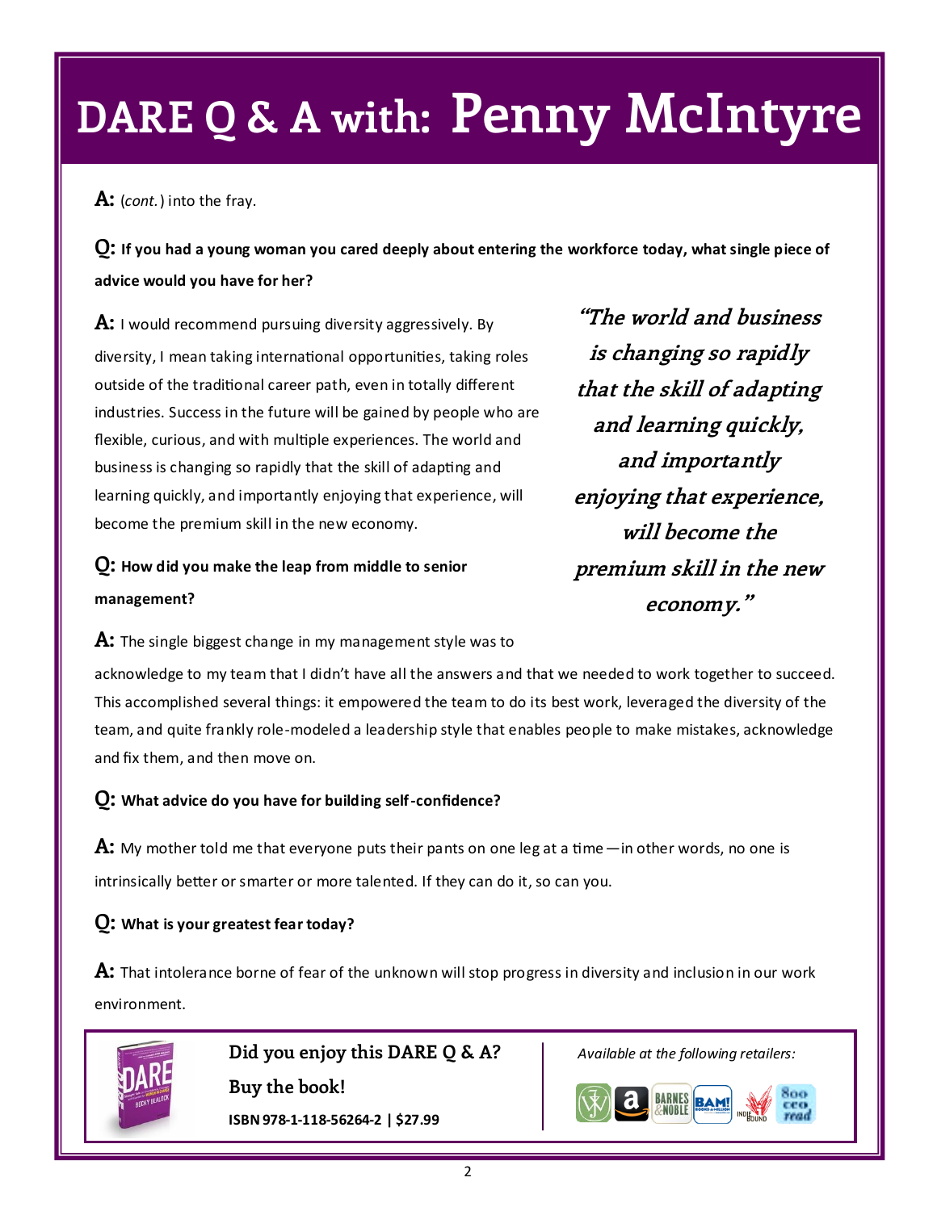# DARE Q & A with: Penny McIntyre

**A:** (*cont.*) into the fray.

**Q: If you had a young woman you cared deeply about entering the workforce today, what single piece of advice would you have for her?**

**A:** I would recommend pursuing diversity aggressively. By diversity, I mean taking international opportunities, taking roles outside of the traditional career path, even in totally different industries. Success in the future will be gained by people who are flexible, curious, and with multiple experiences. The world and business is changing so rapidly that the skill of adapting and learning quickly, and importantly enjoying that experience, will become the premium skill in the new economy.

> ***"The world and business is changing so rapidly that the skill of adapting and learning quickly, and importantly enjoying that experience, will become the premium skill in the new economy."***

**Q: How did you make the leap from middle to senior management?**

**A:** The single biggest change in my management style was to acknowledge to my team that I didn't have all the answers and that we needed to work together to succeed. This accomplished several things: it empowered the team to do its best work, leveraged the diversity of the team, and quite frankly role-modeled a leadership style that enables people to make mistakes, acknowledge and fix them, and then move on.

**Q: What advice do you have for building self-confidence?**

**A:** My mother told me that everyone puts their pants on one leg at a time—in other words, no one is intrinsically better or smarter or more talented. If they can do it, so can you.

**Q: What is your greatest fear today?**

**A:** That intolerance borne of fear of the unknown will stop progress in diversity and inclusion in our work environment.

---

**Did you enjoy this DARE Q & A?**

**Buy the book!**

**ISBN 978-1-118-56264-2 | $27.99**

*Available at the following retailers:*